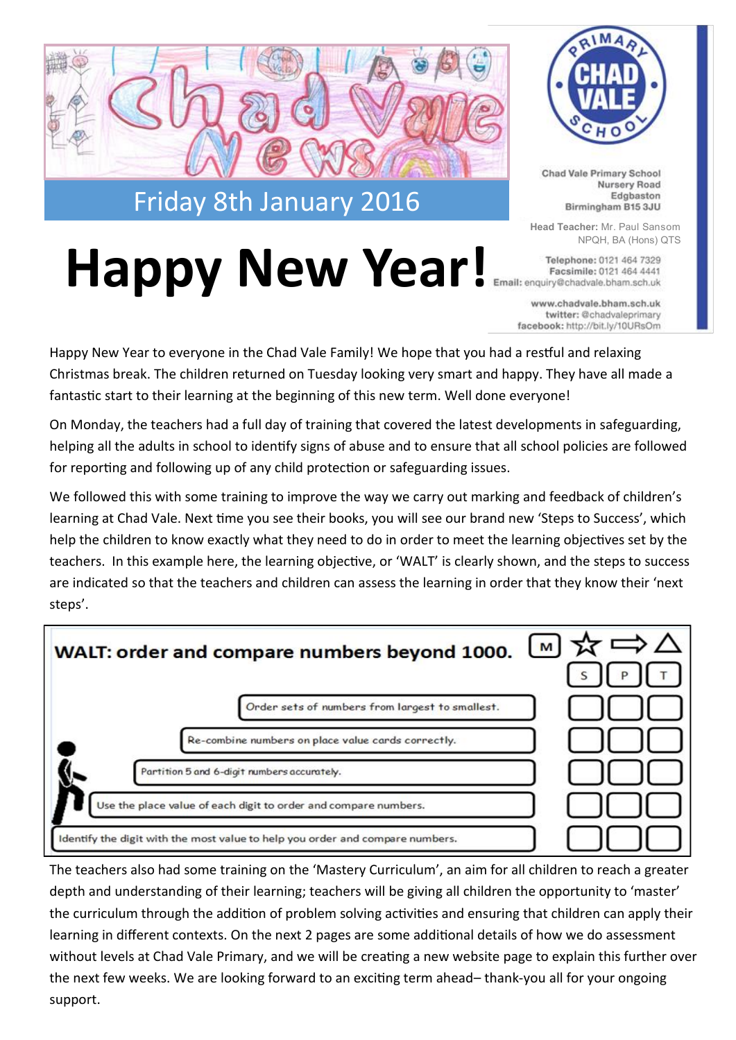# Chad Vale News

Friday 8th January 2016

Chad Vale Primary School
Nursery Road
Edgbaston
Birmingham B15 3JU

**Head Teacher:** Mr. Paul Sansom
NPQH, BA (Hons) QTS

**Telephone:** 0121 464 7329
**Facsimile:** 0121 464 4441
**Email:** enquiry@chadvale.bham.sch.uk

www.chadvale.bham.sch.uk
**twitter:** @chadvaleprimary
**facebook:** http://bit.ly/10URsOm

# Happy New Year!

Happy New Year to everyone in the Chad Vale Family! We hope that you had a restful and relaxing Christmas break. The children returned on Tuesday looking very smart and happy. They have all made a fantastic start to their learning at the beginning of this new term. Well done everyone!

On Monday, the teachers had a full day of training that covered the latest developments in safeguarding, helping all the adults in school to identify signs of abuse and to ensure that all school policies are followed for reporting and following up of any child protection or safeguarding issues.

We followed this with some training to improve the way we carry out marking and feedback of children's learning at Chad Vale. Next time you see their books, you will see our brand new 'Steps to Success', which help the children to know exactly what they need to do in order to meet the learning objectives set by the teachers. In this example here, the learning objective, or 'WALT' is clearly shown, and the steps to success are indicated so that the teachers and children can assess the learning in order that they know their 'next steps'.

| **WALT: order and compare numbers beyond 1000.** | S | P | T |
|---|---|---|---|
| Order sets of numbers from largest to smallest. | | | |
| Re-combine numbers on place value cards correctly. | | | |
| Partition 5 and 6-digit numbers accurately. | | | |
| Use the place value of each digit to order and compare numbers. | | | |
| Identify the digit with the most value to help you order and compare numbers. | | | |

The teachers also had some training on the 'Mastery Curriculum', an aim for all children to reach a greater depth and understanding of their learning; teachers will be giving all children the opportunity to 'master' the curriculum through the addition of problem solving activities and ensuring that children can apply their learning in different contexts. On the next 2 pages are some additional details of how we do assessment without levels at Chad Vale Primary, and we will be creating a new website page to explain this further over the next few weeks. We are looking forward to an exciting term ahead– thank-you all for your ongoing support.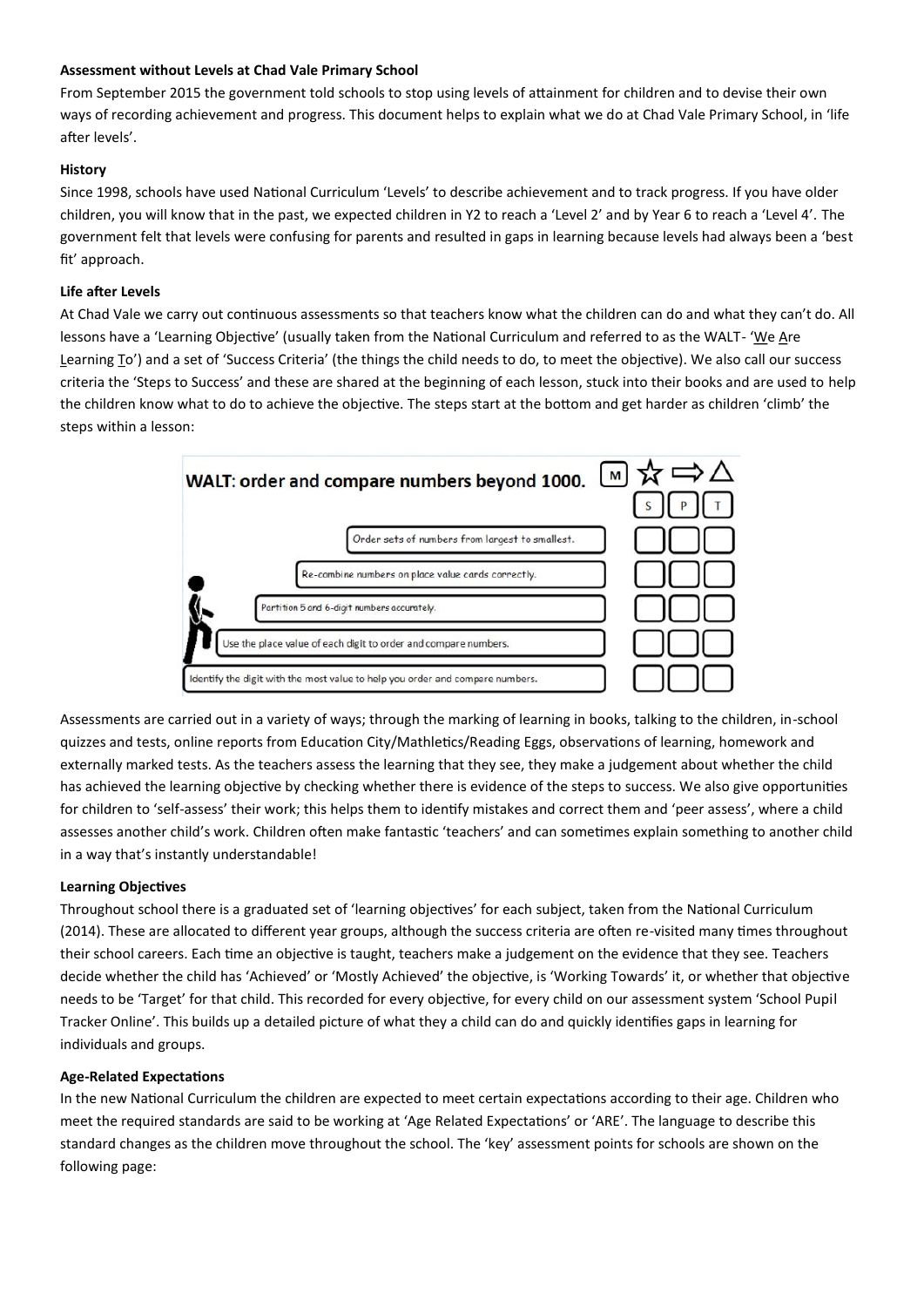**Assessment without Levels at Chad Vale Primary School**

From September 2015 the government told schools to stop using levels of attainment for children and to devise their own ways of recording achievement and progress. This document helps to explain what we do at Chad Vale Primary School, in 'life after levels'.

**History**

Since 1998, schools have used National Curriculum 'Levels' to describe achievement and to track progress. If you have older children, you will know that in the past, we expected children in Y2 to reach a 'Level 2' and by Year 6 to reach a 'Level 4'. The government felt that levels were confusing for parents and resulted in gaps in learning because levels had always been a 'best fit' approach.

**Life after Levels**

At Chad Vale we carry out continuous assessments so that teachers know what the children can do and what they can't do. All lessons have a 'Learning Objective' (usually taken from the National Curriculum and referred to as the WALT- 'We Are Learning To') and a set of 'Success Criteria' (the things the child needs to do, to meet the objective). We also call our success criteria the 'Steps to Success' and these are shared at the beginning of each lesson, stuck into their books and are used to help the children know what to do to achieve the objective. The steps start at the bottom and get harder as children 'climb' the steps within a lesson:

| WALT: order and compare numbers beyond 1000. | S | P | T |
| --- | --- | --- | --- |
| Order sets of numbers from largest to smallest. | | | |
| Re-combine numbers on place value cards correctly. | | | |
| Partition 5 and 6-digit numbers accurately. | | | |
| Use the place value of each digit to order and compare numbers. | | | |
| Identify the digit with the most value to help you order and compare numbers. | | | |

Assessments are carried out in a variety of ways; through the marking of learning in books, talking to the children, in-school quizzes and tests, online reports from Education City/Mathletics/Reading Eggs, observations of learning, homework and externally marked tests. As the teachers assess the learning that they see, they make a judgement about whether the child has achieved the learning objective by checking whether there is evidence of the steps to success. We also give opportunities for children to 'self-assess' their work; this helps them to identify mistakes and correct them and 'peer assess', where a child assesses another child's work. Children often make fantastic 'teachers' and can sometimes explain something to another child in a way that's instantly understandable!

**Learning Objectives**

Throughout school there is a graduated set of 'learning objectives' for each subject, taken from the National Curriculum (2014). These are allocated to different year groups, although the success criteria are often re-visited many times throughout their school careers. Each time an objective is taught, teachers make a judgement on the evidence that they see. Teachers decide whether the child has 'Achieved' or 'Mostly Achieved' the objective, is 'Working Towards' it, or whether that objective needs to be 'Target' for that child. This recorded for every objective, for every child on our assessment system 'School Pupil Tracker Online'. This builds up a detailed picture of what they a child can do and quickly identifies gaps in learning for individuals and groups.

**Age-Related Expectations**

In the new National Curriculum the children are expected to meet certain expectations according to their age. Children who meet the required standards are said to be working at 'Age Related Expectations' or 'ARE'. The language to describe this standard changes as the children move throughout the school. The 'key' assessment points for schools are shown on the following page: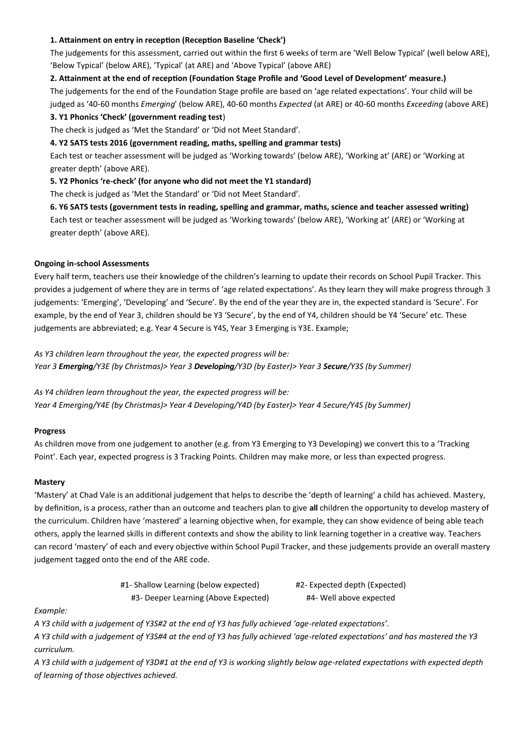**1. Attainment on entry in reception (Reception Baseline 'Check')**

The judgements for this assessment, carried out within the first 6 weeks of term are 'Well Below Typical' (well below ARE), 'Below Typical' (below ARE), 'Typical' (at ARE) and 'Above Typical' (above ARE)

**2. Attainment at the end of reception (Foundation Stage Profile and 'Good Level of Development' measure.)**

The judgements for the end of the Foundation Stage profile are based on 'age related expectations'. Your child will be judged as '40-60 months *Emerging*' (below ARE), 40-60 months *Expected* (at ARE) or 40-60 months *Exceeding* (above ARE)

**3. Y1 Phonics 'Check' (government reading test)**

The check is judged as 'Met the Standard' or 'Did not Meet Standard'.

**4. Y2 SATS tests 2016 (government reading, maths, spelling and grammar tests)**

Each test or teacher assessment will be judged as 'Working towards' (below ARE), 'Working at' (ARE) or 'Working at greater depth' (above ARE).

**5. Y2 Phonics 're-check' (for anyone who did not meet the Y1 standard)**

The check is judged as 'Met the Standard' or 'Did not Meet Standard'.

**6. Y6 SATS tests (government tests in reading, spelling and grammar, maths, science and teacher assessed writing)**

Each test or teacher assessment will be judged as 'Working towards' (below ARE), 'Working at' (ARE) or 'Working at greater depth' (above ARE).

**Ongoing in-school Assessments**

Every half term, teachers use their knowledge of the children's learning to update their records on School Pupil Tracker. This provides a judgement of where they are in terms of 'age related expectations'. As they learn they will make progress through 3 judgements: 'Emerging', 'Developing' and 'Secure'. By the end of the year they are in, the expected standard is 'Secure'. For example, by the end of Year 3, children should be Y3 'Secure', by the end of Y4, children should be Y4 'Secure' etc. These judgements are abbreviated; e.g. Year 4 Secure is Y4S, Year 3 Emerging is Y3E. Example;

*As Y3 children learn throughout the year, the expected progress will be:*
*Year 3 **Emerging**/Y3E (by Christmas)> Year 3 **Developing**/Y3D (by Easter)> Year 3 **Secure**/Y3S (by Summer)*

*As Y4 children learn throughout the year, the expected progress will be:*
*Year 4 Emerging/Y4E (by Christmas)> Year 4 Developing/Y4D (by Easter)> Year 4 Secure/Y4S (by Summer)*

**Progress**

As children move from one judgement to another (e.g. from Y3 Emerging to Y3 Developing) we convert this to a 'Tracking Point'. Each year, expected progress is 3 Tracking Points. Children may make more, or less than expected progress.

**Mastery**

'Mastery' at Chad Vale is an additional judgement that helps to describe the 'depth of learning' a child has achieved. Mastery, by definition, is a process, rather than an outcome and teachers plan to give **all** children the opportunity to develop mastery of the curriculum. Children have 'mastered' a learning objective when, for example, they can show evidence of being able teach others, apply the learned skills in different contexts and show the ability to link learning together in a creative way. Teachers can record 'mastery' of each and every objective within School Pupil Tracker, and these judgements provide an overall mastery judgement tagged onto the end of the ARE code.

#1- Shallow Learning (below expected)    #2- Expected depth (Expected)
#3- Deeper Learning (Above Expected)    #4- Well above expected

*Example:*

*A Y3 child with a judgement of Y3S#2 at the end of Y3 has fully achieved 'age-related expectations'.*

*A Y3 child with a judgement of Y3S#4 at the end of Y3 has fully achieved 'age-related expectations' and has mastered the Y3 curriculum.*

*A Y3 child with a judgement of Y3D#1 at the end of Y3 is working slightly below age-related expectations with expected depth of learning of those objectives achieved.*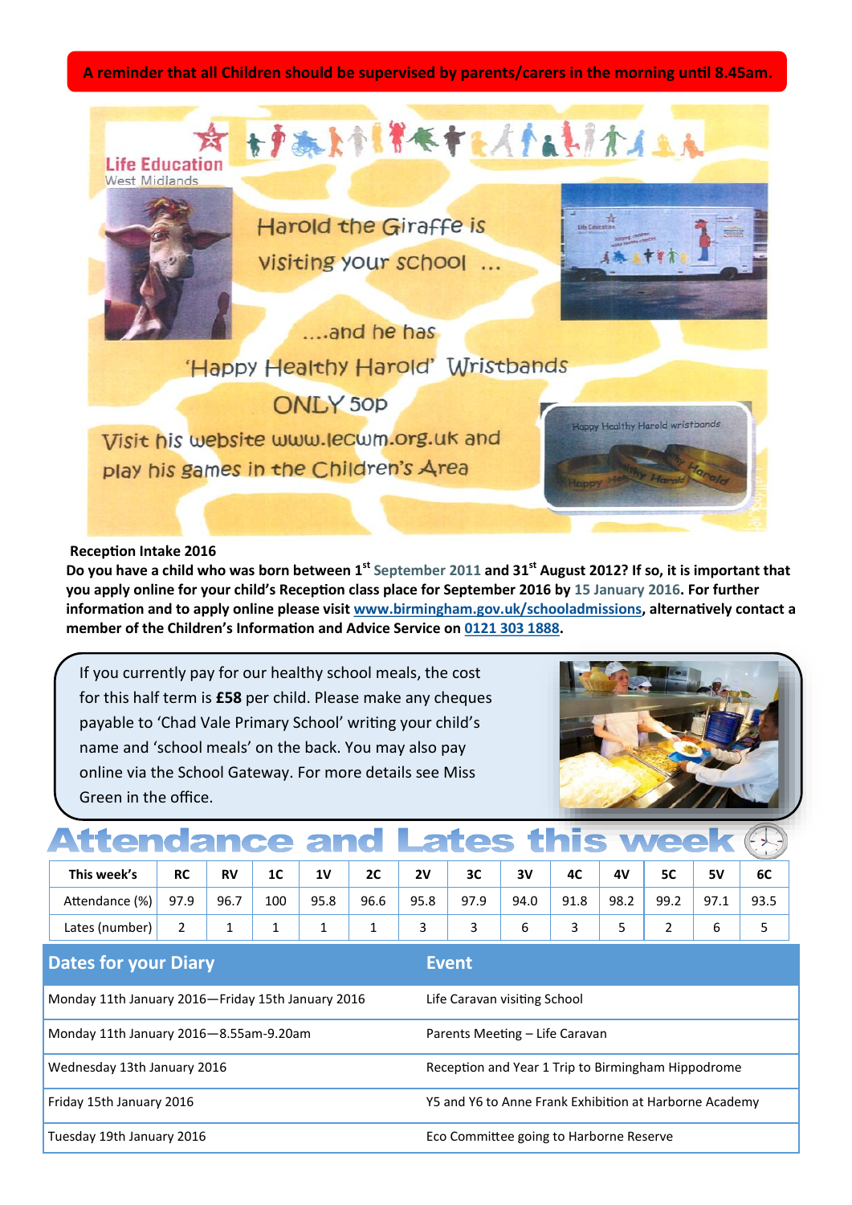**A reminder that all Children should be supervised by parents/carers in the morning until 8.45am.**

Life Education
West Midlands

Harold the Giraffe is visiting your school ...

....and he has

'Happy Healthy Harold' Wristbands

ONLY 50p

Visit his website www.lecwm.org.uk and play his games in the Children's Area

Happy Healthy Harold wristbands

**Reception Intake 2016**

**Do you have a child who was born between 1st September 2011 and 31st August 2012? If so, it is important that you apply online for your child's Reception class place for September 2016 by 15 January 2016. For further information and to apply online please visit www.birmingham.gov.uk/schooladmissions, alternatively contact a member of the Children's Information and Advice Service on 0121 303 1888.**

If you currently pay for our healthy school meals, the cost for this half term is **£58** per child. Please make any cheques payable to 'Chad Vale Primary School' writing your child's name and 'school meals' on the back. You may also pay online via the School Gateway. For more details see Miss Green in the office.

## Attendance and Lates this week

| This week's | RC | RV | 1C | 1V | 2C | 2V | 3C | 3V | 4C | 4V | 5C | 5V | 6C |
|---|---|---|---|---|---|---|---|---|---|---|---|---|---|
| Attendance (%) | 97.9 | 96.7 | 100 | 95.8 | 96.6 | 95.8 | 97.9 | 94.0 | 91.8 | 98.2 | 99.2 | 97.1 | 93.5 |
| Lates (number) | 2 | 1 | 1 | 1 | 1 | 3 | 3 | 6 | 3 | 5 | 2 | 6 | 5 |

| Dates for your Diary | Event |
|---|---|
| Monday 11th January 2016—Friday 15th January 2016 | Life Caravan visiting School |
| Monday 11th January 2016—8.55am-9.20am | Parents Meeting – Life Caravan |
| Wednesday 13th January 2016 | Reception and Year 1 Trip to Birmingham Hippodrome |
| Friday 15th January 2016 | Y5 and Y6 to Anne Frank Exhibition at Harborne Academy |
| Tuesday 19th January 2016 | Eco Committee going to Harborne Reserve |